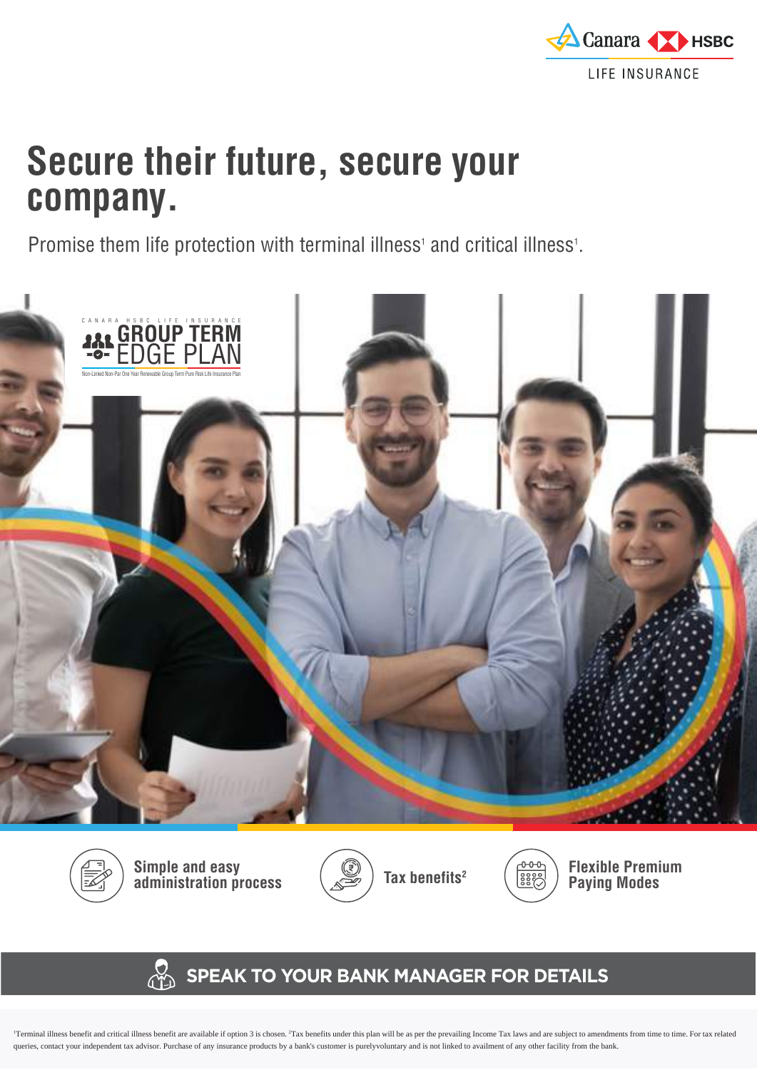Canara HSBC LIFE INSURANCE

# Secure their future, secure your company.

Promise them life protection with terminal illness[1] and critical illness[1].

CANARA HSBC LIFE INSURANCE

## GROUP TERM EDGE PLAN

Non-Linked Non-Par One Year Renewable Group Term Pure Risk Life Insurance Plan

- Simple and easy administration process
- Tax benefits[2]
- Flexible Premium Paying Modes

**SPEAK TO YOUR BANK MANAGER FOR DETAILS**

[1]Terminal illness benefit and critical illness benefit are available if option 3 is chosen. [2]Tax benefits under this plan will be as per the prevailing Income Tax laws and are subject to amendments from time to time. For tax related queries, contact your independent tax advisor. Purchase of any insurance products by a bank's customer is purelyvoluntary and is not linked to availment of any other facility from the bank.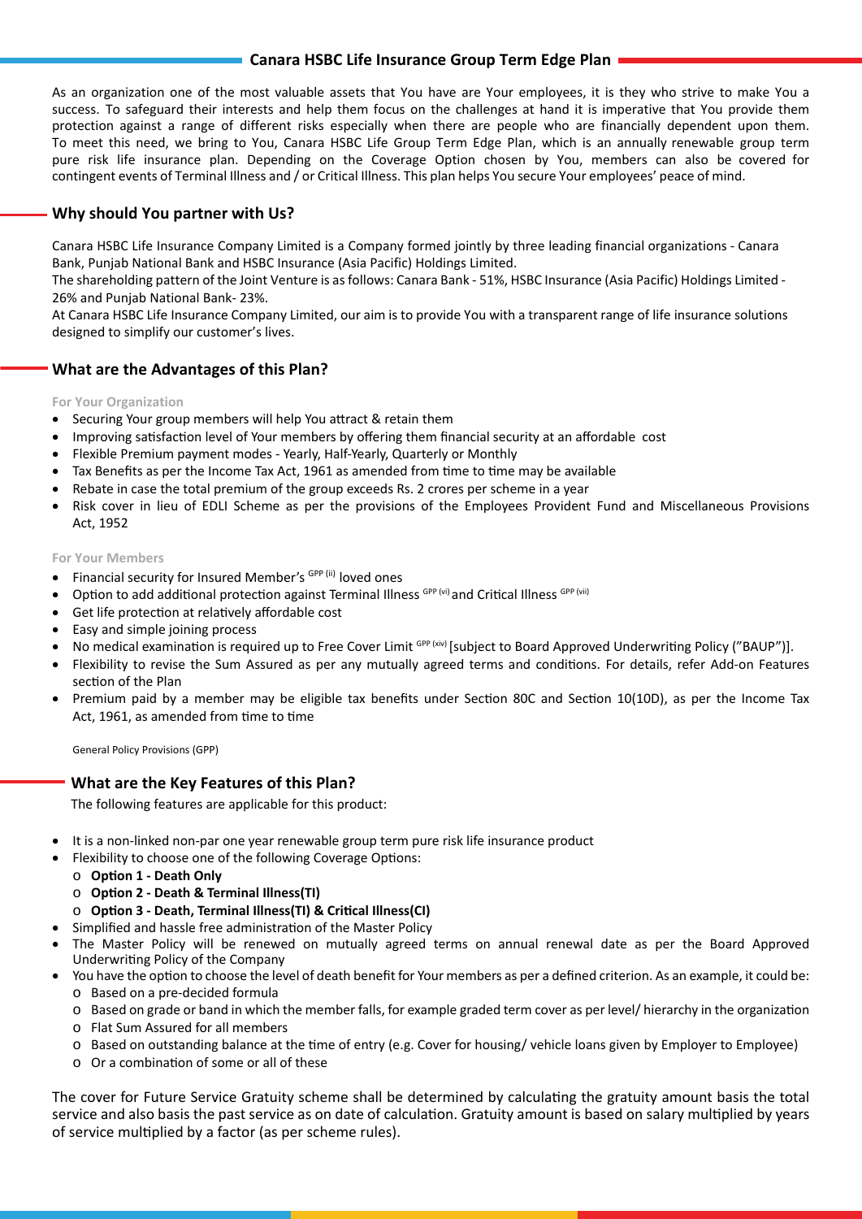## Canara HSBC Life Insurance Group Term Edge Plan

As an organization one of the most valuable assets that You have are Your employees, it is they who strive to make You a success. To safeguard their interests and help them focus on the challenges at hand it is imperative that You provide them protection against a range of different risks especially when there are people who are financially dependent upon them. To meet this need, we bring to You, Canara HSBC Life Group Term Edge Plan, which is an annually renewable group term pure risk life insurance plan. Depending on the Coverage Option chosen by You, members can also be covered for contingent events of Terminal Illness and / or Critical Illness. This plan helps You secure Your employees' peace of mind.

### Why should You partner with Us?

Canara HSBC Life Insurance Company Limited is a Company formed jointly by three leading financial organizations - Canara Bank, Punjab National Bank and HSBC Insurance (Asia Pacific) Holdings Limited.

The shareholding pattern of the Joint Venture is as follows: Canara Bank - 51%, HSBC Insurance (Asia Pacific) Holdings Limited - 26% and Punjab National Bank- 23%.

At Canara HSBC Life Insurance Company Limited, our aim is to provide You with a transparent range of life insurance solutions designed to simplify our customer's lives.

### What are the Advantages of this Plan?

**For Your Organization**

- Securing Your group members will help You attract & retain them
- Improving satisfaction level of Your members by offering them financial security at an affordable cost
- Flexible Premium payment modes - Yearly, Half-Yearly, Quarterly or Monthly
- Tax Benefits as per the Income Tax Act, 1961 as amended from time to time may be available
- Rebate in case the total premium of the group exceeds Rs. 2 crores per scheme in a year
- Risk cover in lieu of EDLI Scheme as per the provisions of the Employees Provident Fund and Miscellaneous Provisions Act, 1952

**For Your Members**

- Financial security for Insured Member's [GPP (ii)] loved ones
- Option to add additional protection against Terminal Illness [GPP (vi)] and Critical Illness [GPP (vii)]
- Get life protection at relatively affordable cost
- Easy and simple joining process
- No medical examination is required up to Free Cover Limit [GPP (xiv)] [subject to Board Approved Underwriting Policy ("BAUP")].
- Flexibility to revise the Sum Assured as per any mutually agreed terms and conditions. For details, refer Add-on Features section of the Plan
- Premium paid by a member may be eligible tax benefits under Section 80C and Section 10(10D), as per the Income Tax Act, 1961, as amended from time to time

General Policy Provisions (GPP)

### What are the Key Features of this Plan?

The following features are applicable for this product:

- It is a non-linked non-par one year renewable group term pure risk life insurance product
- Flexibility to choose one of the following Coverage Options:
  - **Option 1 - Death Only**
  - **Option 2 - Death & Terminal Illness(TI)**
  - **Option 3 - Death, Terminal Illness(TI) & Critical Illness(CI)**
- Simplified and hassle free administration of the Master Policy
- The Master Policy will be renewed on mutually agreed terms on annual renewal date as per the Board Approved Underwriting Policy of the Company
- You have the option to choose the level of death benefit for Your members as per a defined criterion. As an example, it could be:
  - Based on a pre-decided formula
  - Based on grade or band in which the member falls, for example graded term cover as per level/ hierarchy in the organization
  - Flat Sum Assured for all members
  - Based on outstanding balance at the time of entry (e.g. Cover for housing/ vehicle loans given by Employer to Employee)
  - Or a combination of some or all of these

The cover for Future Service Gratuity scheme shall be determined by calculating the gratuity amount basis the total service and also basis the past service as on date of calculation. Gratuity amount is based on salary multiplied by years of service multiplied by a factor (as per scheme rules).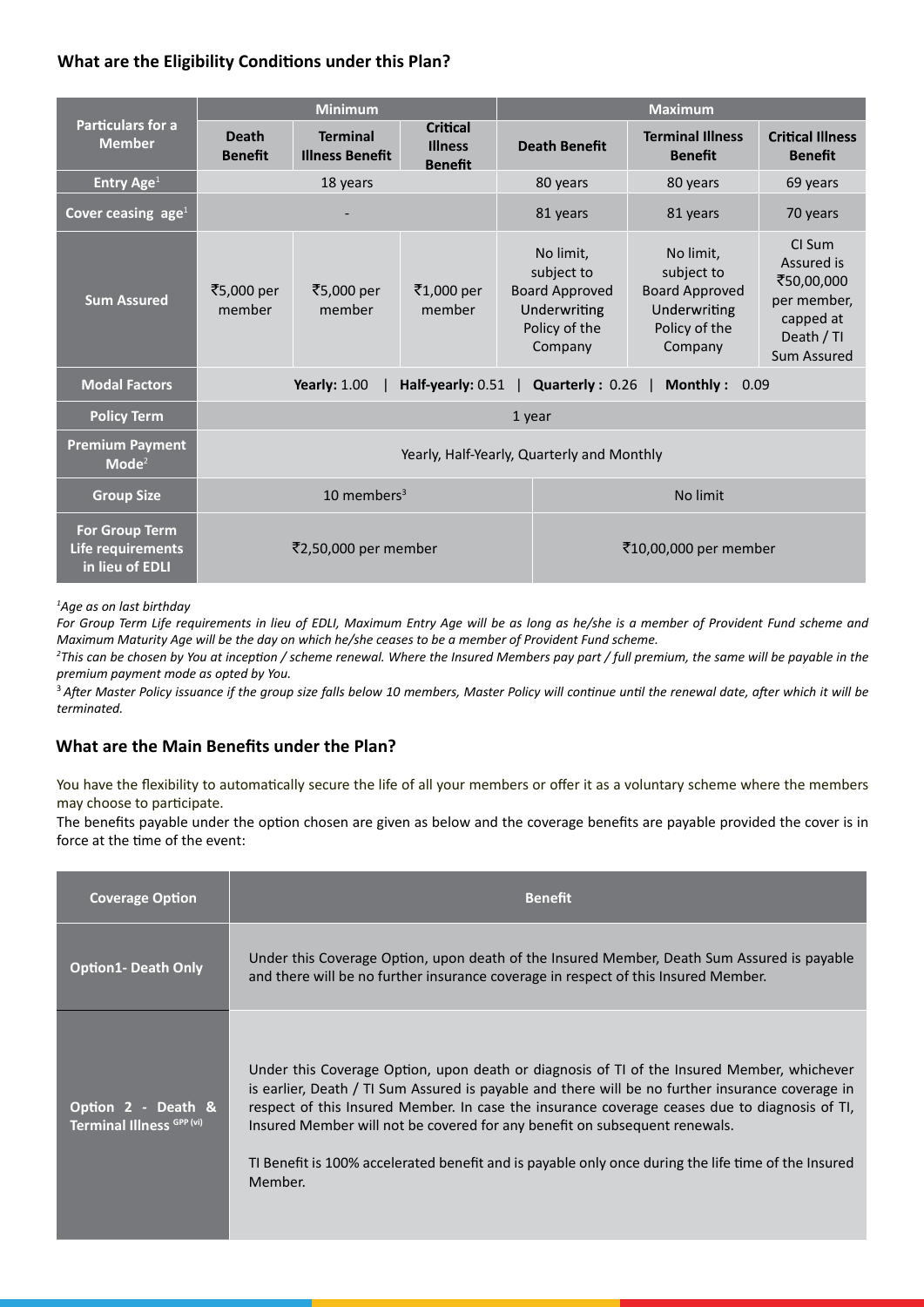## What are the Eligibility Conditions under this Plan?

| Particulars for a Member | Minimum | | | Maximum | | |
|---|---|---|---|---|---|---|
| | Death Benefit | Terminal Illness Benefit | Critical Illness Benefit | Death Benefit | Terminal Illness Benefit | Critical Illness Benefit |
| Entry Age[1] | 18 years | | | 80 years | 80 years | 69 years |
| Cover ceasing age[1] | - | | | 81 years | 81 years | 70 years |
| Sum Assured | ₹5,000 per member | ₹5,000 per member | ₹1,000 per member | No limit, subject to Board Approved Underwriting Policy of the Company | No limit, subject to Board Approved Underwriting Policy of the Company | CI Sum Assured is ₹50,00,000 per member, capped at Death / TI Sum Assured |
| Modal Factors | **Yearly:** 1.00 \| **Half-yearly:** 0.51 \| **Quarterly :** 0.26 \| **Monthly :** 0.09 | | | | | |
| Policy Term | 1 year | | | | | |
| Premium Payment Mode[2] | Yearly, Half-Yearly, Quarterly and Monthly | | | | | |
| Group Size | 10 members[3] | | | No limit | | |
| For Group Term Life requirements in lieu of EDLI | ₹2,50,000 per member | | | ₹10,00,000 per member | | |

*[1]Age as on last birthday*

*For Group Term Life requirements in lieu of EDLI, Maximum Entry Age will be as long as he/she is a member of Provident Fund scheme and Maximum Maturity Age will be the day on which he/she ceases to be a member of Provident Fund scheme.*

*[2]This can be chosen by You at inception / scheme renewal. Where the Insured Members pay part / full premium, the same will be payable in the premium payment mode as opted by You.*

*[3] After Master Policy issuance if the group size falls below 10 members, Master Policy will continue until the renewal date, after which it will be terminated.*

## What are the Main Benefits under the Plan?

You have the flexibility to automatically secure the life of all your members or offer it as a voluntary scheme where the members may choose to participate.

The benefits payable under the option chosen are given as below and the coverage benefits are payable provided the cover is in force at the time of the event:

| Coverage Option | Benefit |
|---|---|
| Option1- Death Only | Under this Coverage Option, upon death of the Insured Member, Death Sum Assured is payable and there will be no further insurance coverage in respect of this Insured Member. |
| Option 2 - Death & Terminal Illness GPP (vi) | Under this Coverage Option, upon death or diagnosis of TI of the Insured Member, whichever is earlier, Death / TI Sum Assured is payable and there will be no further insurance coverage in respect of this Insured Member. In case the insurance coverage ceases due to diagnosis of TI, Insured Member will not be covered for any benefit on subsequent renewals.<br><br>TI Benefit is 100% accelerated benefit and is payable only once during the life time of the Insured Member. |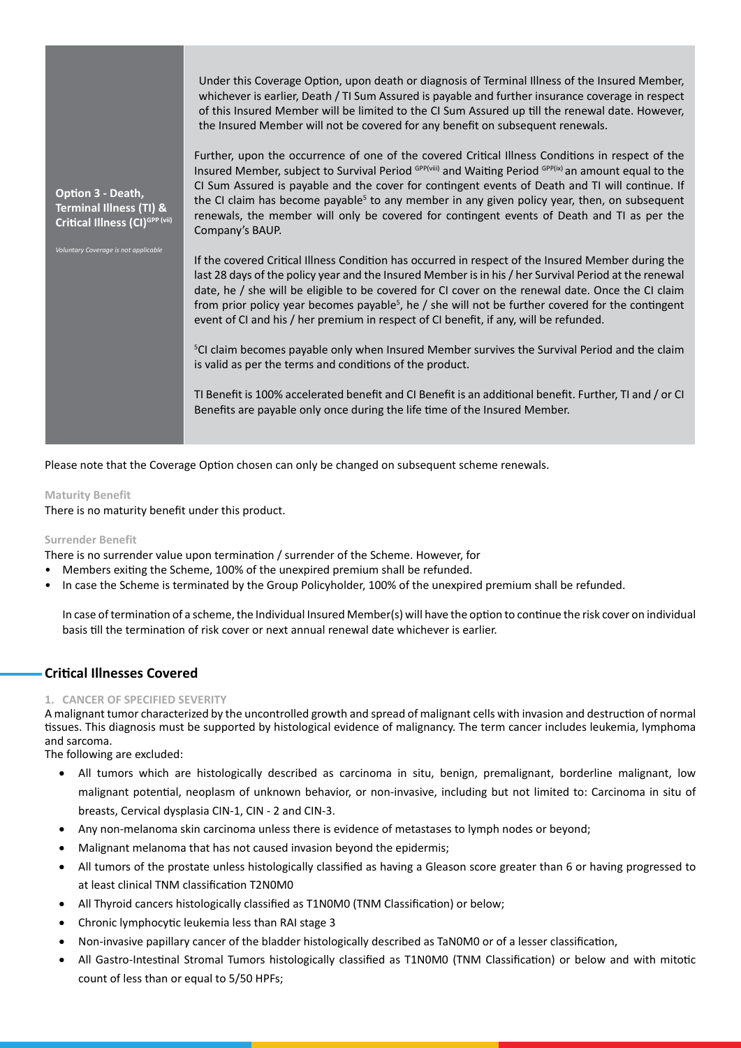| | |
|---|---|
| **Option 3 - Death, Terminal Illness (TI) & Critical Illness (CI)**[GPP (vii)]<br><br>*Voluntary Coverage is not applicable* | Under this Coverage Option, upon death or diagnosis of Terminal Illness of the Insured Member, whichever is earlier, Death / TI Sum Assured is payable and further insurance coverage in respect of this Insured Member will be limited to the CI Sum Assured up till the renewal date. However, the Insured Member will not be covered for any benefit on subsequent renewals.<br><br>Further, upon the occurrence of one of the covered Critical Illness Conditions in respect of the Insured Member, subject to Survival Period [GPP(viii)] and Waiting Period [GPP(ix)] an amount equal to the CI Sum Assured is payable and the cover for contingent events of Death and TI will continue. If the CI claim has become payable[5] to any member in any given policy year, then, on subsequent renewals, the member will only be covered for contingent events of Death and TI as per the Company's BAUP.<br><br>If the covered Critical Illness Condition has occurred in respect of the Insured Member during the last 28 days of the policy year and the Insured Member is in his / her Survival Period at the renewal date, he / she will be eligible to be covered for CI cover on the renewal date. Once the CI claim from prior policy year becomes payable[5], he / she will not be further covered for the contingent event of CI and his / her premium in respect of CI benefit, if any, will be refunded.<br><br>[5]CI claim becomes payable only when Insured Member survives the Survival Period and the claim is valid as per the terms and conditions of the product.<br><br>TI Benefit is 100% accelerated benefit and CI Benefit is an additional benefit. Further, TI and / or CI Benefits are payable only once during the life time of the Insured Member. |

Please note that the Coverage Option chosen can only be changed on subsequent scheme renewals.

**Maturity Benefit**

There is no maturity benefit under this product.

**Surrender Benefit**

There is no surrender value upon termination / surrender of the Scheme. However, for

- Members exiting the Scheme, 100% of the unexpired premium shall be refunded.
- In case the Scheme is terminated by the Group Policyholder, 100% of the unexpired premium shall be refunded.

In case of termination of a scheme, the Individual Insured Member(s) will have the option to continue the risk cover on individual basis till the termination of risk cover or next annual renewal date whichever is earlier.

## Critical Illnesses Covered

### 1. CANCER OF SPECIFIED SEVERITY

A malignant tumor characterized by the uncontrolled growth and spread of malignant cells with invasion and destruction of normal tissues. This diagnosis must be supported by histological evidence of malignancy. The term cancer includes leukemia, lymphoma and sarcoma.

The following are excluded:

- All tumors which are histologically described as carcinoma in situ, benign, premalignant, borderline malignant, low malignant potential, neoplasm of unknown behavior, or non-invasive, including but not limited to: Carcinoma in situ of breasts, Cervical dysplasia CIN-1, CIN - 2 and CIN-3.
- Any non-melanoma skin carcinoma unless there is evidence of metastases to lymph nodes or beyond;
- Malignant melanoma that has not caused invasion beyond the epidermis;
- All tumors of the prostate unless histologically classified as having a Gleason score greater than 6 or having progressed to at least clinical TNM classification T2N0M0
- All Thyroid cancers histologically classified as T1N0M0 (TNM Classification) or below;
- Chronic lymphocytic leukemia less than RAI stage 3
- Non-invasive papillary cancer of the bladder histologically described as TaN0M0 or of a lesser classification,
- All Gastro-Intestinal Stromal Tumors histologically classified as T1N0M0 (TNM Classification) or below and with mitotic count of less than or equal to 5/50 HPFs;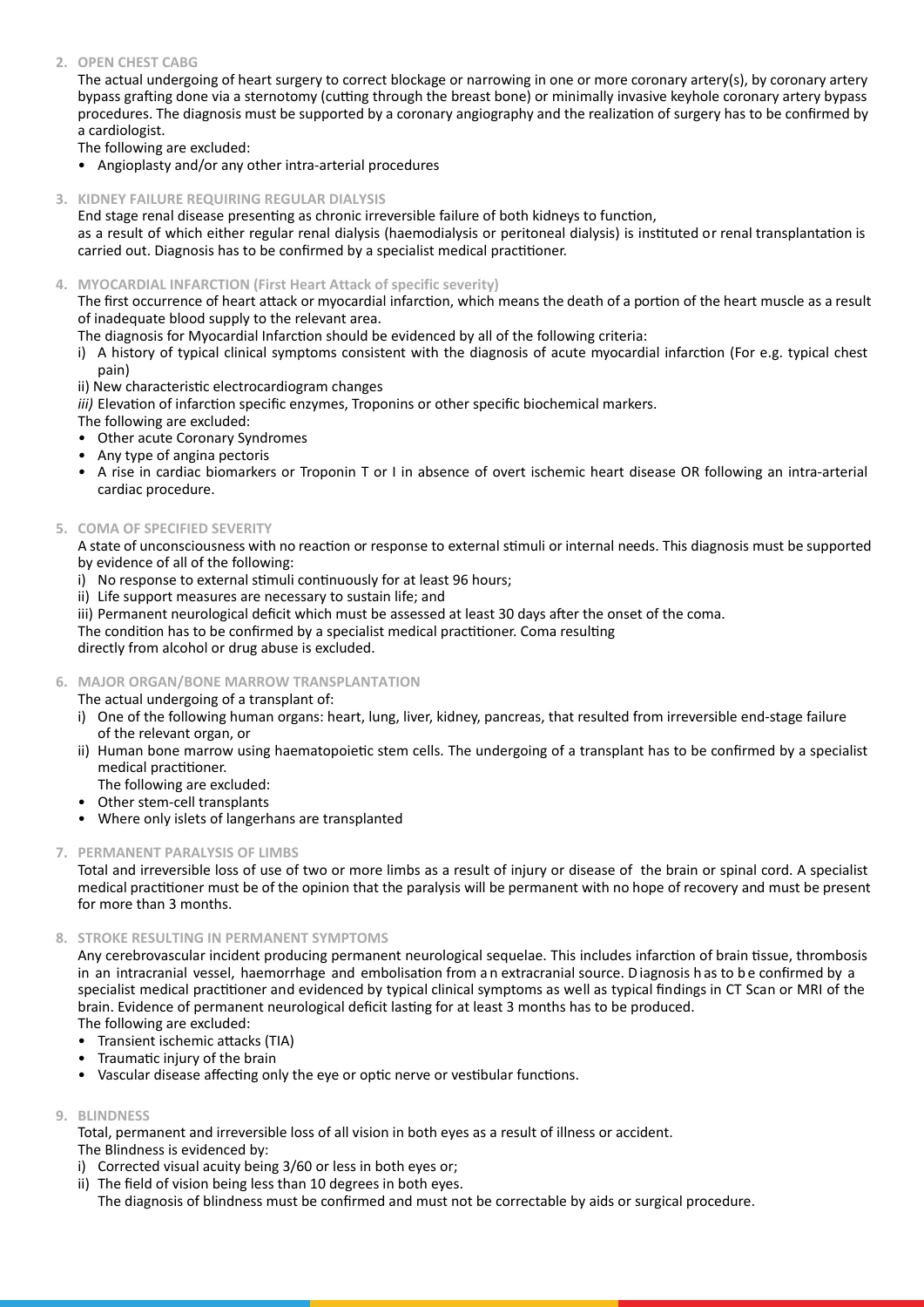**2. OPEN CHEST CABG**

The actual undergoing of heart surgery to correct blockage or narrowing in one or more coronary artery(s), by coronary artery bypass grafting done via a sternotomy (cutting through the breast bone) or minimally invasive keyhole coronary artery bypass procedures. The diagnosis must be supported by a coronary angiography and the realization of surgery has to be confirmed by a cardiologist.

The following are excluded:

- Angioplasty and/or any other intra-arterial procedures

**3. KIDNEY FAILURE REQUIRING REGULAR DIALYSIS**

End stage renal disease presenting as chronic irreversible failure of both kidneys to function, as a result of which either regular renal dialysis (haemodialysis or peritoneal dialysis) is instituted or renal transplantation is carried out. Diagnosis has to be confirmed by a specialist medical practitioner.

**4. MYOCARDIAL INFARCTION (First Heart Attack of specific severity)**

The first occurrence of heart attack or myocardial infarction, which means the death of a portion of the heart muscle as a result of inadequate blood supply to the relevant area.

The diagnosis for Myocardial Infarction should be evidenced by all of the following criteria:

i) A history of typical clinical symptoms consistent with the diagnosis of acute myocardial infarction (For e.g. typical chest pain)

ii) New characteristic electrocardiogram changes

*iii)* Elevation of infarction specific enzymes, Troponins or other specific biochemical markers.

The following are excluded:

- Other acute Coronary Syndromes
- Any type of angina pectoris
- A rise in cardiac biomarkers or Troponin T or I in absence of overt ischemic heart disease OR following an intra-arterial cardiac procedure.

**5. COMA OF SPECIFIED SEVERITY**

A state of unconsciousness with no reaction or response to external stimuli or internal needs. This diagnosis must be supported by evidence of all of the following:

i) No response to external stimuli continuously for at least 96 hours;

ii) Life support measures are necessary to sustain life; and

iii) Permanent neurological deficit which must be assessed at least 30 days after the onset of the coma.

The condition has to be confirmed by a specialist medical practitioner. Coma resulting directly from alcohol or drug abuse is excluded.

**6. MAJOR ORGAN/BONE MARROW TRANSPLANTATION**

The actual undergoing of a transplant of:

i) One of the following human organs: heart, lung, liver, kidney, pancreas, that resulted from irreversible end-stage failure of the relevant organ, or

ii) Human bone marrow using haematopoietic stem cells. The undergoing of a transplant has to be confirmed by a specialist medical practitioner.

The following are excluded:

- Other stem-cell transplants
- Where only islets of langerhans are transplanted

**7. PERMANENT PARALYSIS OF LIMBS**

Total and irreversible loss of use of two or more limbs as a result of injury or disease of the brain or spinal cord. A specialist medical practitioner must be of the opinion that the paralysis will be permanent with no hope of recovery and must be present for more than 3 months.

**8. STROKE RESULTING IN PERMANENT SYMPTOMS**

Any cerebrovascular incident producing permanent neurological sequelae. This includes infarction of brain tissue, thrombosis in an intracranial vessel, haemorrhage and embolisation from an extracranial source. Diagnosis has to be confirmed by a specialist medical practitioner and evidenced by typical clinical symptoms as well as typical findings in CT Scan or MRI of the brain. Evidence of permanent neurological deficit lasting for at least 3 months has to be produced.

The following are excluded:

- Transient ischemic attacks (TIA)
- Traumatic injury of the brain
- Vascular disease affecting only the eye or optic nerve or vestibular functions.

**9. BLINDNESS**

Total, permanent and irreversible loss of all vision in both eyes as a result of illness or accident.

The Blindness is evidenced by:

i) Corrected visual acuity being 3/60 or less in both eyes or;

ii) The field of vision being less than 10 degrees in both eyes.

The diagnosis of blindness must be confirmed and must not be correctable by aids or surgical procedure.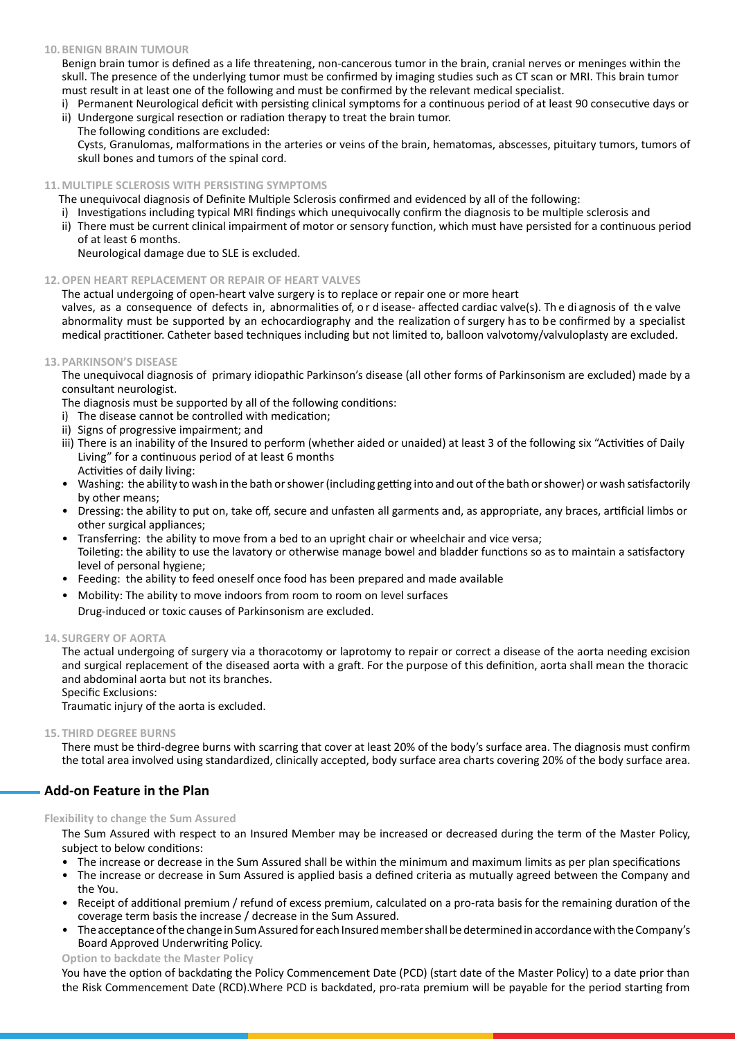**10. BENIGN BRAIN TUMOUR**

Benign brain tumor is defined as a life threatening, non-cancerous tumor in the brain, cranial nerves or meninges within the skull. The presence of the underlying tumor must be confirmed by imaging studies such as CT scan or MRI. This brain tumor must result in at least one of the following and must be confirmed by the relevant medical specialist.

i) Permanent Neurological deficit with persisting clinical symptoms for a continuous period of at least 90 consecutive days or
ii) Undergone surgical resection or radiation therapy to treat the brain tumor.

The following conditions are excluded:

Cysts, Granulomas, malformations in the arteries or veins of the brain, hematomas, abscesses, pituitary tumors, tumors of skull bones and tumors of the spinal cord.

**11. MULTIPLE SCLEROSIS WITH PERSISTING SYMPTOMS**

The unequivocal diagnosis of Definite Multiple Sclerosis confirmed and evidenced by all of the following:

i) Investigations including typical MRI findings which unequivocally confirm the diagnosis to be multiple sclerosis and
ii) There must be current clinical impairment of motor or sensory function, which must have persisted for a continuous period of at least 6 months.

Neurological damage due to SLE is excluded.

**12. OPEN HEART REPLACEMENT OR REPAIR OF HEART VALVES**

The actual undergoing of open-heart valve surgery is to replace or repair one or more heart valves, as a consequence of defects in, abnormalities of, or disease- affected cardiac valve(s). The diagnosis of the valve abnormality must be supported by an echocardiography and the realization of surgery has to be confirmed by a specialist medical practitioner. Catheter based techniques including but not limited to, balloon valvotomy/valvuloplasty are excluded.

**13. PARKINSON'S DISEASE**

The unequivocal diagnosis of primary idiopathic Parkinson's disease (all other forms of Parkinsonism are excluded) made by a consultant neurologist.

The diagnosis must be supported by all of the following conditions:

i) The disease cannot be controlled with medication;
ii) Signs of progressive impairment; and
iii) There is an inability of the Insured to perform (whether aided or unaided) at least 3 of the following six "Activities of Daily Living" for a continuous period of at least 6 months

Activities of daily living:

- Washing: the ability to wash in the bath or shower (including getting into and out of the bath or shower) or wash satisfactorily by other means;
- Dressing: the ability to put on, take off, secure and unfasten all garments and, as appropriate, any braces, artificial limbs or other surgical appliances;
- Transferring: the ability to move from a bed to an upright chair or wheelchair and vice versa;
  Toileting: the ability to use the lavatory or otherwise manage bowel and bladder functions so as to maintain a satisfactory level of personal hygiene;
- Feeding: the ability to feed oneself once food has been prepared and made available
- Mobility: The ability to move indoors from room to room on level surfaces

Drug-induced or toxic causes of Parkinsonism are excluded.

**14. SURGERY OF AORTA**

The actual undergoing of surgery via a thoracotomy or laprotomy to repair or correct a disease of the aorta needing excision and surgical replacement of the diseased aorta with a graft. For the purpose of this definition, aorta shall mean the thoracic and abdominal aorta but not its branches.

Specific Exclusions:

Traumatic injury of the aorta is excluded.

**15. THIRD DEGREE BURNS**

There must be third-degree burns with scarring that cover at least 20% of the body's surface area. The diagnosis must confirm the total area involved using standardized, clinically accepted, body surface area charts covering 20% of the body surface area.

## Add-on Feature in the Plan

**Flexibility to change the Sum Assured**

The Sum Assured with respect to an Insured Member may be increased or decreased during the term of the Master Policy, subject to below conditions:

- The increase or decrease in the Sum Assured shall be within the minimum and maximum limits as per plan specifications
- The increase or decrease in Sum Assured is applied basis a defined criteria as mutually agreed between the Company and the You.
- Receipt of additional premium / refund of excess premium, calculated on a pro-rata basis for the remaining duration of the coverage term basis the increase / decrease in the Sum Assured.
- The acceptance of the change in Sum Assured for each Insured member shall be determined in accordance with the Company's Board Approved Underwriting Policy.

**Option to backdate the Master Policy**

You have the option of backdating the Policy Commencement Date (PCD) (start date of the Master Policy) to a date prior than the Risk Commencement Date (RCD).Where PCD is backdated, pro-rata premium will be payable for the period starting from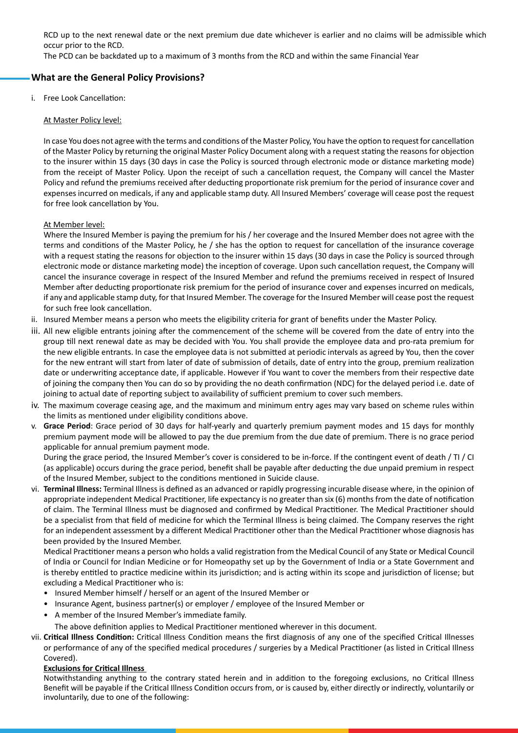RCD up to the next renewal date or the next premium due date whichever is earlier and no claims will be admissible which occur prior to the RCD.

The PCD can be backdated up to a maximum of 3 months from the RCD and within the same Financial Year

## What are the General Policy Provisions?

i. Free Look Cancellation:

<u>At Master Policy level:</u>

In case You does not agree with the terms and conditions of the Master Policy, You have the option to request for cancellation of the Master Policy by returning the original Master Policy Document along with a request stating the reasons for objection to the insurer within 15 days (30 days in case the Policy is sourced through electronic mode or distance marketing mode) from the receipt of Master Policy. Upon the receipt of such a cancellation request, the Company will cancel the Master Policy and refund the premiums received after deducting proportionate risk premium for the period of insurance cover and expenses incurred on medicals, if any and applicable stamp duty. All Insured Members' coverage will cease post the request for free look cancellation by You.

<u>At Member level:</u>

Where the Insured Member is paying the premium for his / her coverage and the Insured Member does not agree with the terms and conditions of the Master Policy, he / she has the option to request for cancellation of the insurance coverage with a request stating the reasons for objection to the insurer within 15 days (30 days in case the Policy is sourced through electronic mode or distance marketing mode) the inception of coverage. Upon such cancellation request, the Company will cancel the insurance coverage in respect of the Insured Member and refund the premiums received in respect of Insured Member after deducting proportionate risk premium for the period of insurance cover and expenses incurred on medicals, if any and applicable stamp duty, for that Insured Member. The coverage for the Insured Member will cease post the request for such free look cancellation.

ii. Insured Member means a person who meets the eligibility criteria for grant of benefits under the Master Policy.

iii. All new eligible entrants joining after the commencement of the scheme will be covered from the date of entry into the group till next renewal date as may be decided with You. You shall provide the employee data and pro-rata premium for the new eligible entrants. In case the employee data is not submitted at periodic intervals as agreed by You, then the cover for the new entrant will start from later of date of submission of details, date of entry into the group, premium realization date or underwriting acceptance date, if applicable. However if You want to cover the members from their respective date of joining the company then You can do so by providing the no death confirmation (NDC) for the delayed period i.e. date of joining to actual date of reporting subject to availability of sufficient premium to cover such members.

iv. The maximum coverage ceasing age, and the maximum and minimum entry ages may vary based on scheme rules within the limits as mentioned under eligibility conditions above.

v. **Grace Period**: Grace period of 30 days for half-yearly and quarterly premium payment modes and 15 days for monthly premium payment mode will be allowed to pay the due premium from the due date of premium. There is no grace period applicable for annual premium payment mode.

During the grace period, the Insured Member's cover is considered to be in-force. If the contingent event of death / TI / CI (as applicable) occurs during the grace period, benefit shall be payable after deducting the due unpaid premium in respect of the Insured Member, subject to the conditions mentioned in Suicide clause.

vi. **Terminal Illness:** Terminal Illness is defined as an advanced or rapidly progressing incurable disease where, in the opinion of appropriate independent Medical Practitioner, life expectancy is no greater than six (6) months from the date of notification of claim. The Terminal Illness must be diagnosed and confirmed by Medical Practitioner. The Medical Practitioner should be a specialist from that field of medicine for which the Terminal Illness is being claimed. The Company reserves the right for an independent assessment by a different Medical Practitioner other than the Medical Practitioner whose diagnosis has been provided by the Insured Member.

Medical Practitioner means a person who holds a valid registration from the Medical Council of any State or Medical Council of India or Council for Indian Medicine or for Homeopathy set up by the Government of India or a State Government and is thereby entitled to practice medicine within its jurisdiction; and is acting within its scope and jurisdiction of license; but excluding a Medical Practitioner who is:

- Insured Member himself / herself or an agent of the Insured Member or
- Insurance Agent, business partner(s) or employer / employee of the Insured Member or
- A member of the Insured Member's immediate family.

The above definition applies to Medical Practitioner mentioned wherever in this document.

vii. **Critical Illness Condition:** Critical Illness Condition means the first diagnosis of any one of the specified Critical Illnesses or performance of any of the specified medical procedures / surgeries by a Medical Practitioner (as listed in Critical Illness Covered).

**<u>Exclusions for Critical Illness</u>**

Notwithstanding anything to the contrary stated herein and in addition to the foregoing exclusions, no Critical Illness Benefit will be payable if the Critical Illness Condition occurs from, or is caused by, either directly or indirectly, voluntarily or involuntarily, due to one of the following: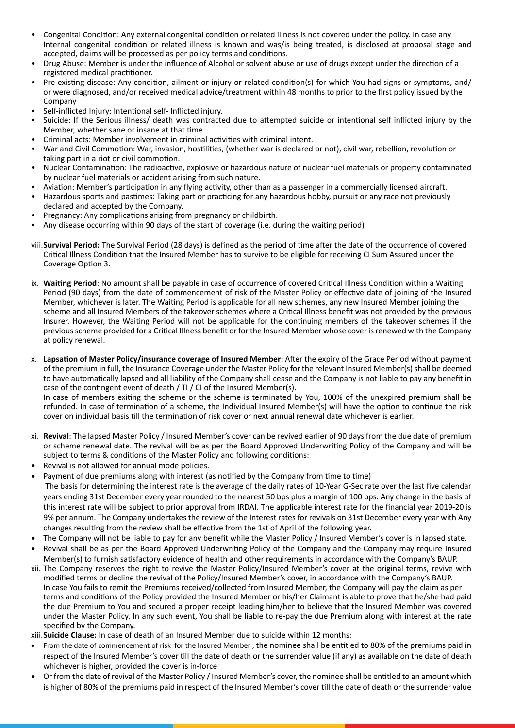- Congenital Condition: Any external congenital condition or related illness is not covered under the policy. In case any Internal congenital condition or related illness is known and was/is being treated, is disclosed at proposal stage and accepted, claims will be processed as per policy terms and conditions.
- Drug Abuse: Member is under the influence of Alcohol or solvent abuse or use of drugs except under the direction of a registered medical practitioner.
- Pre-existing disease: Any condition, ailment or injury or related condition(s) for which You had signs or symptoms, and/ or were diagnosed, and/or received medical advice/treatment within 48 months to prior to the first policy issued by the Company
- Self-inflicted Injury: Intentional self- Inflicted injury.
- Suicide: If the Serious illness/ death was contracted due to attempted suicide or intentional self inflicted injury by the Member, whether sane or insane at that time.
- Criminal acts: Member involvement in criminal activities with criminal intent.
- War and Civil Commotion: War, invasion, hostilities, (whether war is declared or not), civil war, rebellion, revolution or taking part in a riot or civil commotion.
- Nuclear Contamination: The radioactive, explosive or hazardous nature of nuclear fuel materials or property contaminated by nuclear fuel materials or accident arising from such nature.
- Aviation: Member's participation in any flying activity, other than as a passenger in a commercially licensed aircraft.
- Hazardous sports and pastimes: Taking part or practicing for any hazardous hobby, pursuit or any race not previously declared and accepted by the Company.
- Pregnancy: Any complications arising from pregnancy or childbirth.
- Any disease occurring within 90 days of the start of coverage (i.e. during the waiting period)

viii. **Survival Period:** The Survival Period (28 days) is defined as the period of time after the date of the occurrence of covered Critical Illness Condition that the Insured Member has to survive to be eligible for receiving CI Sum Assured under the Coverage Option 3.

ix. **Waiting Period**: No amount shall be payable in case of occurrence of covered Critical Illness Condition within a Waiting Period (90 days) from the date of commencement of risk of the Master Policy or effective date of joining of the Insured Member, whichever is later. The Waiting Period is applicable for all new schemes, any new Insured Member joining the scheme and all Insured Members of the takeover schemes where a Critical Illness benefit was not provided by the previous Insurer. However, the Waiting Period will not be applicable for the continuing members of the takeover schemes if the previous scheme provided for a Critical Illness benefit or for the Insured Member whose cover is renewed with the Company at policy renewal.

x. **Lapsation of Master Policy/insurance coverage of Insured Member:** After the expiry of the Grace Period without payment of the premium in full, the Insurance Coverage under the Master Policy for the relevant Insured Member(s) shall be deemed to have automatically lapsed and all liability of the Company shall cease and the Company is not liable to pay any benefit in case of the contingent event of death / TI / CI of the Insured Member(s).
In case of members exiting the scheme or the scheme is terminated by You, 100% of the unexpired premium shall be refunded. In case of termination of a scheme, the Individual Insured Member(s) will have the option to continue the risk cover on individual basis till the termination of risk cover or next annual renewal date whichever is earlier.

xi. **Revival**: The lapsed Master Policy / Insured Member's cover can be revived earlier of 90 days from the due date of premium or scheme renewal date. The revival will be as per the Board Approved Underwriting Policy of the Company and will be subject to terms & conditions of the Master Policy and following conditions:

- Revival is not allowed for annual mode policies.
- Payment of due premiums along with interest (as notified by the Company from time to time)
  The basis for determining the interest rate is the average of the daily rates of 10-Year G-Sec rate over the last five calendar years ending 31st December every year rounded to the nearest 50 bps plus a margin of 100 bps. Any change in the basis of this interest rate will be subject to prior approval from IRDAI. The applicable interest rate for the financial year 2019-20 is 9% per annum. The Company undertakes the review of the Interest rates for revivals on 31st December every year with Any changes resulting from the review shall be effective from the 1st of April of the following year.
- The Company will not be liable to pay for any benefit while the Master Policy / Insured Member's cover is in lapsed state.
- Revival shall be as per the Board Approved Underwriting Policy of the Company and the Company may require Insured Member(s) to furnish satisfactory evidence of health and other requirements in accordance with the Company's BAUP.

xii. The Company reserves the right to revive the Master Policy/Insured Member's cover at the original terms, revive with modified terms or decline the revival of the Policy/Insured Member's cover, in accordance with the Company's BAUP.
In case You fails to remit the Premiums received/collected from Insured Member, the Company will pay the claim as per terms and conditions of the Policy provided the Insured Member or his/her Claimant is able to prove that he/she had paid the due Premium to You and secured a proper receipt leading him/her to believe that the Insured Member was covered under the Master Policy. In any such event, You shall be liable to re-pay the due Premium along with interest at the rate specified by the Company.

xiii. **Suicide Clause:** In case of death of an Insured Member due to suicide within 12 months:

- From the date of commencement of risk for the Insured Member , the nominee shall be entitled to 80% of the premiums paid in respect of the Insured Member's cover till the date of death or the surrender value (if any) as available on the date of death whichever is higher, provided the cover is in-force
- Or from the date of revival of the Master Policy / Insured Member's cover, the nominee shall be entitled to an amount which is higher of 80% of the premiums paid in respect of the Insured Member's cover till the date of death or the surrender value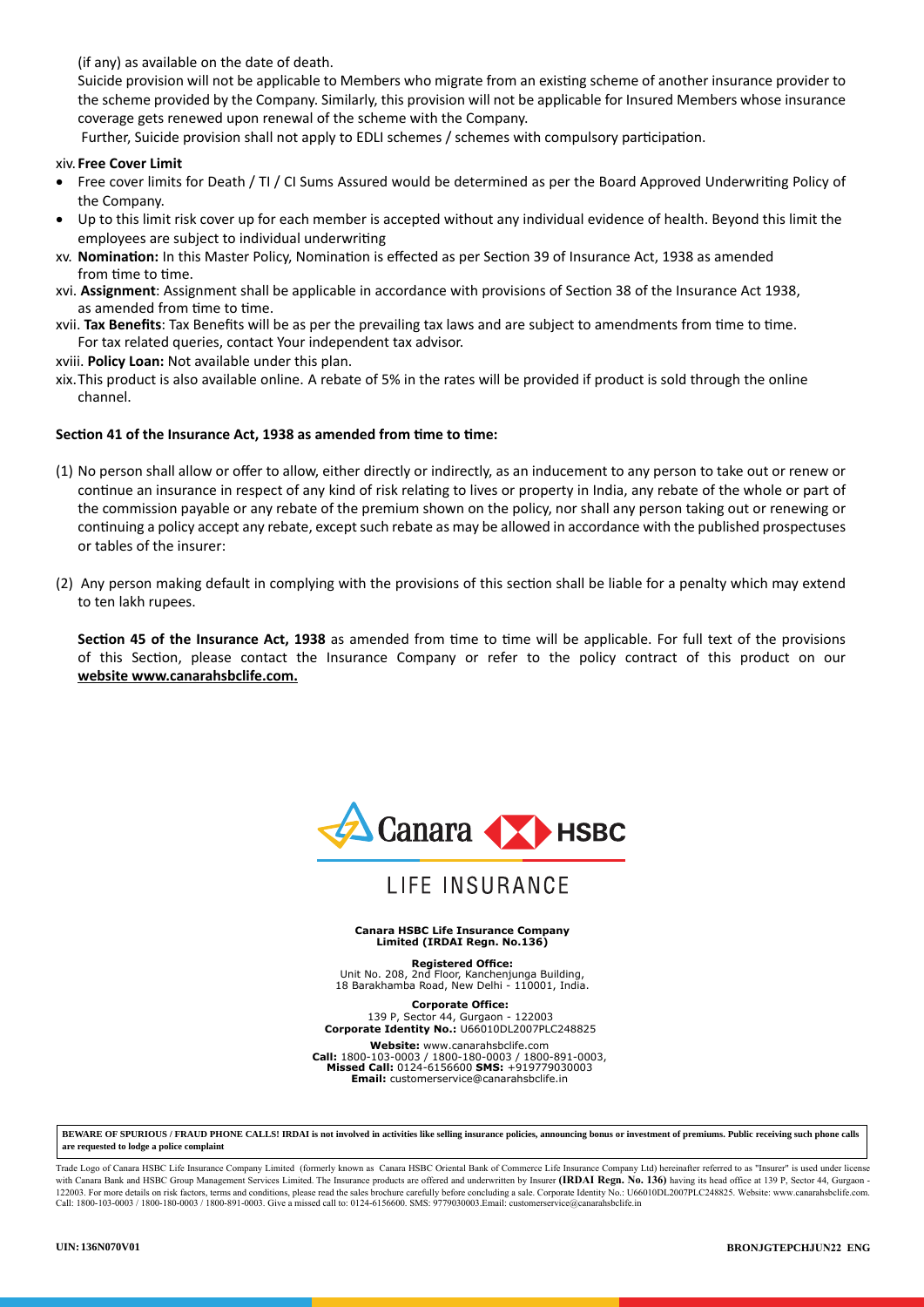(if any) as available on the date of death.

Suicide provision will not be applicable to Members who migrate from an existing scheme of another insurance provider to the scheme provided by the Company. Similarly, this provision will not be applicable for Insured Members whose insurance coverage gets renewed upon renewal of the scheme with the Company.

Further, Suicide provision shall not apply to EDLI schemes / schemes with compulsory participation.

xiv. **Free Cover Limit**

- Free cover limits for Death / TI / CI Sums Assured would be determined as per the Board Approved Underwriting Policy of the Company.
- Up to this limit risk cover up for each member is accepted without any individual evidence of health. Beyond this limit the employees are subject to individual underwriting

xv. **Nomination:** In this Master Policy, Nomination is effected as per Section 39 of Insurance Act, 1938 as amended from time to time.

xvi. **Assignment**: Assignment shall be applicable in accordance with provisions of Section 38 of the Insurance Act 1938, as amended from time to time.

xvii. **Tax Benefits**: Tax Benefits will be as per the prevailing tax laws and are subject to amendments from time to time. For tax related queries, contact Your independent tax advisor.

xviii. **Policy Loan:** Not available under this plan.

xix. This product is also available online. A rebate of 5% in the rates will be provided if product is sold through the online channel.

**Section 41 of the Insurance Act, 1938 as amended from time to time:**

(1) No person shall allow or offer to allow, either directly or indirectly, as an inducement to any person to take out or renew or continue an insurance in respect of any kind of risk relating to lives or property in India, any rebate of the whole or part of the commission payable or any rebate of the premium shown on the policy, nor shall any person taking out or renewing or continuing a policy accept any rebate, except such rebate as may be allowed in accordance with the published prospectuses or tables of the insurer:

(2) Any person making default in complying with the provisions of this section shall be liable for a penalty which may extend to ten lakh rupees.

**Section 45 of the Insurance Act, 1938** as amended from time to time will be applicable. For full text of the provisions of this Section, please contact the Insurance Company or refer to the policy contract of this product on our **website www.canarahsbclife.com.**

Canara HSBC LIFE INSURANCE

**Canara HSBC Life Insurance Company Limited (IRDAI Regn. No.136)**

**Registered Office:**
Unit No. 208, 2nd Floor, Kanchenjunga Building,
18 Barakhamba Road, New Delhi - 110001, India.

**Corporate Office:**
139 P, Sector 44, Gurgaon - 122003
**Corporate Identity No.:** U66010DL2007PLC248825

**Website:** www.canarahsbclife.com
**Call:** 1800-103-0003 / 1800-180-0003 / 1800-891-0003,
**Missed Call:** 0124-6156600 **SMS:** +919779030003
**Email:** customerservice@canarahsbclife.in

**BEWARE OF SPURIOUS / FRAUD PHONE CALLS! IRDAI is not involved in activities like selling insurance policies, announcing bonus or investment of premiums. Public receiving such phone calls are requested to lodge a police complaint**

Trade Logo of Canara HSBC Life Insurance Company Limited (formerly known as Canara HSBC Oriental Bank of Commerce Life Insurance Company Ltd) hereinafter referred to as "Insurer" is used under license with Canara Bank and HSBC Group Management Services Limited. The Insurance products are offered and underwritten by Insurer **(IRDAI Regn. No. 136)** having its head office at 139 P, Sector 44, Gurgaon - 122003. For more details on risk factors, terms and conditions, please read the sales brochure carefully before concluding a sale. Corporate Identity No.: U66010DL2007PLC248825. Website: www.canarahsbclife.com. Call: 1800-103-0003 / 1800-180-0003 / 1800-891-0003. Give a missed call to: 0124-6156600. SMS: 9779030003.Email: customerservice@canarahsbclife.in

**UIN: 136N070V01** **BRONJGTEPCHJUN22 ENG**